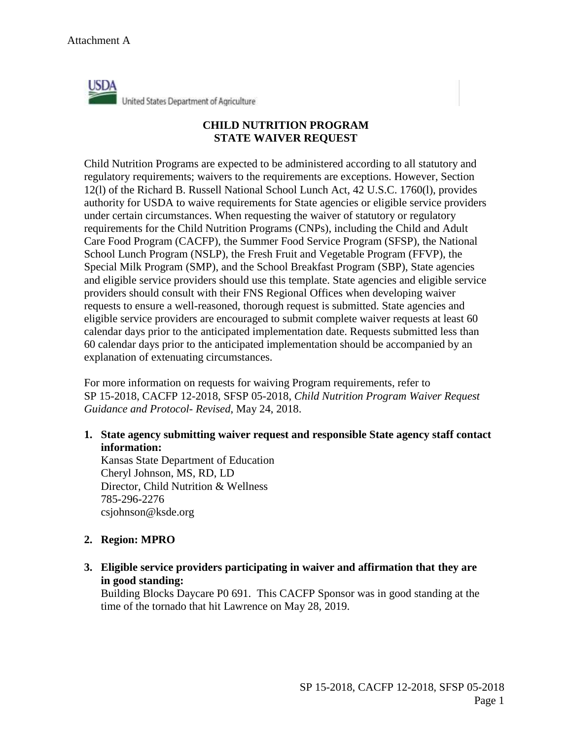Attachment A

USDA
United States Department of Agriculture

**CHILD NUTRITION PROGRAM**
**STATE WAIVER REQUEST**

Child Nutrition Programs are expected to be administered according to all statutory and regulatory requirements; waivers to the requirements are exceptions. However, Section 12(l) of the Richard B. Russell National School Lunch Act, 42 U.S.C. 1760(l), provides authority for USDA to waive requirements for State agencies or eligible service providers under certain circumstances. When requesting the waiver of statutory or regulatory requirements for the Child Nutrition Programs (CNPs), including the Child and Adult Care Food Program (CACFP), the Summer Food Service Program (SFSP), the National School Lunch Program (NSLP), the Fresh Fruit and Vegetable Program (FFVP), the Special Milk Program (SMP), and the School Breakfast Program (SBP), State agencies and eligible service providers should use this template. State agencies and eligible service providers should consult with their FNS Regional Offices when developing waiver requests to ensure a well-reasoned, thorough request is submitted. State agencies and eligible service providers are encouraged to submit complete waiver requests at least 60 calendar days prior to the anticipated implementation date. Requests submitted less than 60 calendar days prior to the anticipated implementation should be accompanied by an explanation of extenuating circumstances.

For more information on requests for waiving Program requirements, refer to SP 15-2018, CACFP 12-2018, SFSP 05-2018, *Child Nutrition Program Waiver Request Guidance and Protocol- Revised*, May 24, 2018.

1. **State agency submitting waiver request and responsible State agency staff contact information:**
   Kansas State Department of Education
   Cheryl Johnson, MS, RD, LD
   Director, Child Nutrition & Wellness
   785-296-2276
   csjohnson@ksde.org

2. **Region: MPRO**

3. **Eligible service providers participating in waiver and affirmation that they are in good standing:**
   Building Blocks Daycare P0 691. This CACFP Sponsor was in good standing at the time of the tornado that hit Lawrence on May 28, 2019.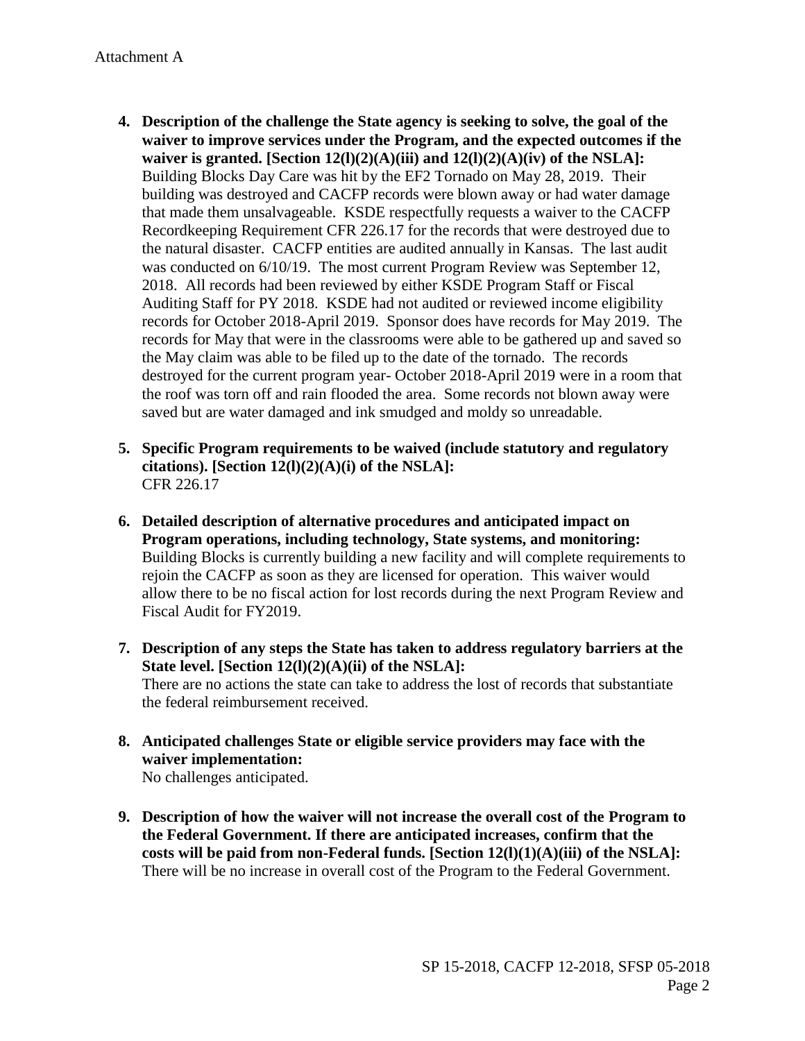Attachment A

4. **Description of the challenge the State agency is seeking to solve, the goal of the waiver to improve services under the Program, and the expected outcomes if the waiver is granted. [Section 12(l)(2)(A)(iii) and 12(l)(2)(A)(iv) of the NSLA]:**
   Building Blocks Day Care was hit by the EF2 Tornado on May 28, 2019. Their building was destroyed and CACFP records were blown away or had water damage that made them unsalvageable. KSDE respectfully requests a waiver to the CACFP Recordkeeping Requirement CFR 226.17 for the records that were destroyed due to the natural disaster. CACFP entities are audited annually in Kansas. The last audit was conducted on 6/10/19. The most current Program Review was September 12, 2018. All records had been reviewed by either KSDE Program Staff or Fiscal Auditing Staff for PY 2018. KSDE had not audited or reviewed income eligibility records for October 2018-April 2019. Sponsor does have records for May 2019. The records for May that were in the classrooms were able to be gathered up and saved so the May claim was able to be filed up to the date of the tornado. The records destroyed for the current program year- October 2018-April 2019 were in a room that the roof was torn off and rain flooded the area. Some records not blown away were saved but are water damaged and ink smudged and moldy so unreadable.

5. **Specific Program requirements to be waived (include statutory and regulatory citations). [Section 12(l)(2)(A)(i) of the NSLA]:**
   CFR 226.17

6. **Detailed description of alternative procedures and anticipated impact on Program operations, including technology, State systems, and monitoring:**
   Building Blocks is currently building a new facility and will complete requirements to rejoin the CACFP as soon as they are licensed for operation. This waiver would allow there to be no fiscal action for lost records during the next Program Review and Fiscal Audit for FY2019.

7. **Description of any steps the State has taken to address regulatory barriers at the State level. [Section 12(l)(2)(A)(ii) of the NSLA]:**
   There are no actions the state can take to address the lost of records that substantiate the federal reimbursement received.

8. **Anticipated challenges State or eligible service providers may face with the waiver implementation:**
   No challenges anticipated.

9. **Description of how the waiver will not increase the overall cost of the Program to the Federal Government. If there are anticipated increases, confirm that the costs will be paid from non-Federal funds. [Section 12(l)(1)(A)(iii) of the NSLA]:**
   There will be no increase in overall cost of the Program to the Federal Government.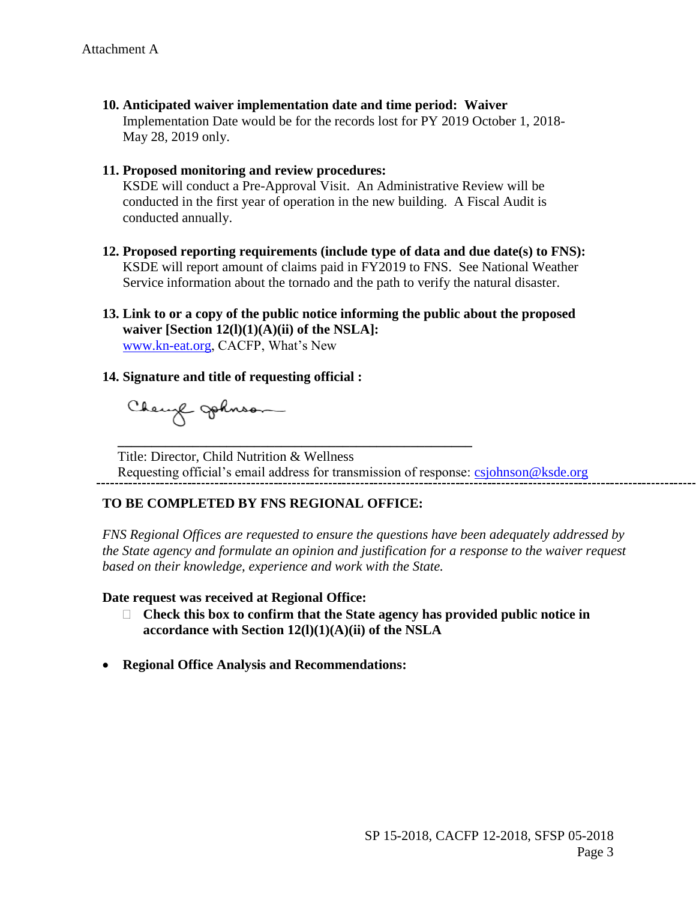Attachment A

10. **Anticipated waiver implementation date and time period: Waiver** Implementation Date would be for the records lost for PY 2019 October 1, 2018-May 28, 2019 only.

11. **Proposed monitoring and review procedures:** KSDE will conduct a Pre-Approval Visit. An Administrative Review will be conducted in the first year of operation in the new building. A Fiscal Audit is conducted annually.

12. **Proposed reporting requirements (include type of data and due date(s) to FNS):** KSDE will report amount of claims paid in FY2019 to FNS. See National Weather Service information about the tornado and the path to verify the natural disaster.

13. **Link to or a copy of the public notice informing the public about the proposed waiver [Section 12(l)(1)(A)(ii) of the NSLA]:** www.kn-eat.org, CACFP, What's New

14. **Signature and title of requesting official :**

Cheryl Johnson

\_\_\_\_\_\_\_\_\_\_\_\_\_\_\_\_\_\_\_\_\_\_\_\_\_\_\_\_\_\_\_\_\_\_\_\_\_\_\_\_\_\_\_\_

Title: Director, Child Nutrition & Wellness
Requesting official's email address for transmission of response: csjohnson@ksde.org

---

**TO BE COMPLETED BY FNS REGIONAL OFFICE:**

*FNS Regional Offices are requested to ensure the questions have been adequately addressed by the State agency and formulate an opinion and justification for a response to the waiver request based on their knowledge, experience and work with the State.*

**Date request was received at Regional Office:**

- ☐ **Check this box to confirm that the State agency has provided public notice in accordance with Section 12(l)(1)(A)(ii) of the NSLA**

- **Regional Office Analysis and Recommendations:**